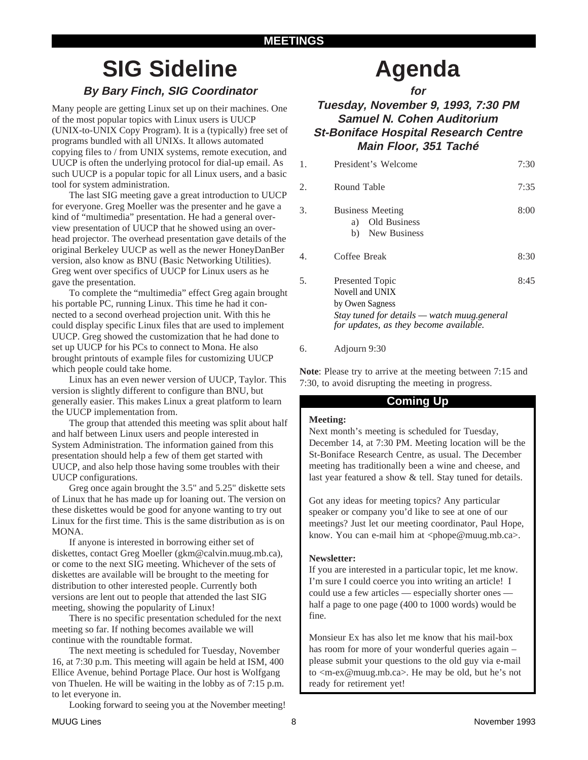MEETINGS

# SIG Sideline

### *By Bary Finch, SIG Coordinator*

Many people are getting Linux set up on their machines. One of the most popular topics with Linux users is UUCP (UNIX-to-UNIX Copy Program). It is a (typically) free set of programs bundled with all UNIXs. It allows automated copying files to / from UNIX systems, remote execution, and UUCP is often the underlying protocol for dial-up email. As such UUCP is a popular topic for all Linux users, and a basic tool for system administration.

The last SIG meeting gave a great introduction to UUCP for everyone. Greg Moeller was the presenter and he gave a kind of "multimedia" presentation. He had a general overview presentation of UUCP that he showed using an overhead projector. The overhead presentation gave details of the original Berkeley UUCP as well as the newer HoneyDanBer version, also know as BNU (Basic Networking Utilities). Greg went over specifics of UUCP for Linux users as he gave the presentation.

To complete the "multimedia" effect Greg again brought his portable PC, running Linux. This time he had it connected to a second overhead projection unit. With this he could display specific Linux files that are used to implement UUCP. Greg showed the customization that he had done to set up UUCP for his PCs to connect to Mona. He also brought printouts of example files for customizing UUCP which people could take home.

Linux has an even newer version of UUCP, Taylor. This version is slightly different to configure than BNU, but generally easier. This makes Linux a great platform to learn the UUCP implementation from.

The group that attended this meeting was split about half and half between Linux users and people interested in System Administration. The information gained from this presentation should help a few of them get started with UUCP, and also help those having some troubles with their UUCP configurations.

Greg once again brought the 3.5" and 5.25" diskette sets of Linux that he has made up for loaning out. The version on these diskettes would be good for anyone wanting to try out Linux for the first time. This is the same distribution as is on MONA.

If anyone is interested in borrowing either set of diskettes, contact Greg Moeller (gkm@calvin.muug.mb.ca), or come to the next SIG meeting. Whichever of the sets of diskettes are available will be brought to the meeting for distribution to other interested people. Currently both versions are lent out to people that attended the last SIG meeting, showing the popularity of Linux!

There is no specific presentation scheduled for the next meeting so far. If nothing becomes available we will continue with the roundtable format.

The next meeting is scheduled for Tuesday, November 16, at 7:30 p.m. This meeting will again be held at ISM, 400 Ellice Avenue, behind Portage Place. Our host is Wolfgang von Thuelen. He will be waiting in the lobby as of 7:15 p.m. to let everyone in.

Looking forward to seeing you at the November meeting!

# Agenda

### *for*
### *Tuesday, November 9, 1993, 7:30 PM*
### *Samuel N. Cohen Auditorium*
### *St-Boniface Hospital Research Centre*
### *Main Floor, 351 Taché*

1. President's Welcome — 7:30
2. Round Table — 7:35
3. Business Meeting — 8:00
   a) Old Business
   b) New Business
4. Coffee Break — 8:30
5. Presented Topic — 8:45
   Novell and UNIX
   by Owen Sagness
   *Stay tuned for details — watch muug.general for updates, as they become available.*
6. Adjourn 9:30

**Note**: Please try to arrive at the meeting between 7:15 and 7:30, to avoid disrupting the meeting in progress.

## Coming Up

**Meeting:**

Next month's meeting is scheduled for Tuesday, December 14, at 7:30 PM. Meeting location will be the St-Boniface Research Centre, as usual. The December meeting has traditionally been a wine and cheese, and last year featured a show & tell. Stay tuned for details.

Got any ideas for meeting topics? Any particular speaker or company you'd like to see at one of our meetings? Just let our meeting coordinator, Paul Hope, know. You can e-mail him at <phope@muug.mb.ca>.

**Newsletter:**

If you are interested in a particular topic, let me know. I'm sure I could coerce you into writing an article! I could use a few articles — especially shorter ones — half a page to one page (400 to 1000 words) would be fine.

Monsieur Ex has also let me know that his mail-box has room for more of your wonderful queries again – please submit your questions to the old guy via e-mail to <m-ex@muug.mb.ca>. He may be old, but he's not ready for retirement yet!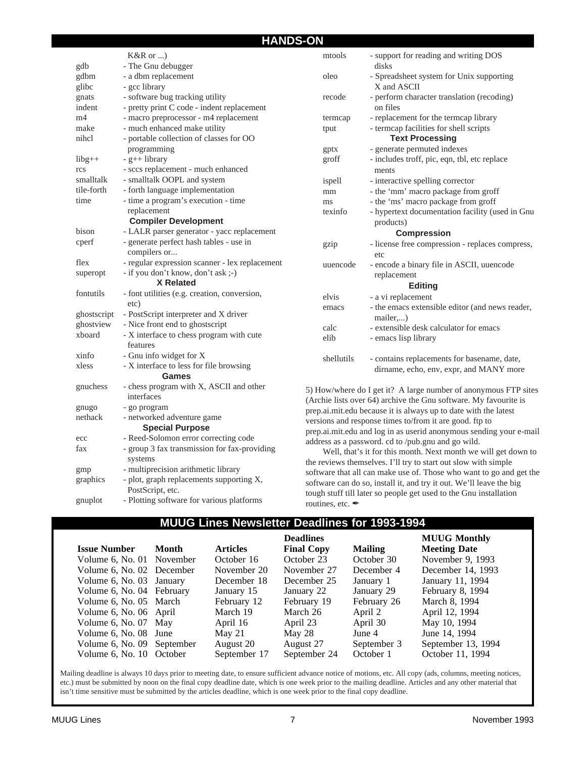## HANDS-ON

K&R or ...)

| | |
|---|---|
| gdb | - The Gnu debugger |
| gdbm | - a dbm replacement |
| glibc | - gcc library |
| gnats | - software bug tracking utility |
| indent | - pretty print C code - indent replacement |
| m4 | - macro preprocessor - m4 replacement |
| make | - much enhanced make utility |
| nihcl | - portable collection of classes for OO programming |
| libg++ | - g++ library |
| rcs | - sccs replacement - much enhanced |
| smalltalk | - smalltalk OOPL and system |
| tile-forth | - forth language implementation |
| time | - time a program's execution - time replacement |

**Compiler Development**

| | |
|---|---|
| bison | - LALR parser generator - yacc replacement |
| cperf | - generate perfect hash tables - use in compilers or... |
| flex | - regular expression scanner - lex replacement |
| superopt | - if you don't know, don't ask ;-) |

**X Related**

| | |
|---|---|
| fontutils | - font utilities (e.g. creation, conversion, etc) |
| ghostscript | - PostScript interpreter and X driver |
| ghostview | - Nice front end to ghostscript |
| xboard | - X interface to chess program with cute features |
| xinfo | - Gnu info widget for X |
| xless | - X interface to less for file browsing |

**Games**

| | |
|---|---|
| gnuchess | - chess program with X, ASCII and other interfaces |
| gnugo | - go program |
| nethack | - networked adventure game |

**Special Purpose**

| | |
|---|---|
| ecc | - Reed-Solomon error correcting code |
| fax | - group 3 fax transmission for fax-providing systems |
| gmp | - multiprecision arithmetic library |
| graphics | - plot, graph replacements supporting X, PostScript, etc. |
| gnuplot | - Plotting software for various platforms |
| mtools | - support for reading and writing DOS disks |
| oleo | - Spreadsheet system for Unix supporting X and ASCII |
| recode | - perform character translation (recoding) on files |
| termcap | - replacement for the termcap library |
| tput | - termcap facilities for shell scripts |

**Text Processing**

| | |
|---|---|
| gptx | - generate permuted indexes |
| groff | - includes troff, pic, eqn, tbl, etc replacements |
| ispell | - interactive spelling corrector |
| mm | - the 'mm' macro package from groff |
| ms | - the 'ms' macro package from groff |
| texinfo | - hypertext documentation facility (used in Gnu products) |

**Compression**

| | |
|---|---|
| gzip | - license free compression - replaces compress, etc |
| uuencode | - encode a binary file in ASCII, uuencode replacement |

**Editing**

| | |
|---|---|
| elvis | - a vi replacement |
| emacs | - the emacs extensible editor (and news reader, mailer,...) |
| calc | - extensible desk calculator for emacs |
| elib | - emacs lisp library |
| shellutils | - contains replacements for basename, date, dirname, echo, env, expr, and MANY more |

5) How/where do I get it? A large number of anonymous FTP sites (Archie lists over 64) archive the Gnu software. My favourite is prep.ai.mit.edu because it is always up to date with the latest versions and response times to/from it are good. ftp to prep.ai.mit.edu and log in as userid anonymous sending your e-mail address as a password. cd to /pub.gnu and go wild.

Well, that's it for this month. Next month we will get down to the reviews themselves. I'll try to start out slow with simple software that all can make use of. Those who want to go and get the software can do so, install it, and try it out. We'll leave the big tough stuff till later so people get used to the Gnu installation routines, etc. ✒

## MUUG Lines Newsletter Deadlines for 1993-1994

| Issue Number | Month | Articles | Final Copy | Mailing | MUUG Monthly Meeting Date |
|---|---|---|---|---|---|
| | | Deadlines | | | |
| Volume 6, No. 01 | November | October 16 | October 23 | October 30 | November 9, 1993 |
| Volume 6, No. 02 | December | November 20 | November 27 | December 4 | December 14, 1993 |
| Volume 6, No. 03 | January | December 18 | December 25 | January 1 | January 11, 1994 |
| Volume 6, No. 04 | February | January 15 | January 22 | January 29 | February 8, 1994 |
| Volume 6, No. 05 | March | February 12 | February 19 | February 26 | March 8, 1994 |
| Volume 6, No. 06 | April | March 19 | March 26 | April 2 | April 12, 1994 |
| Volume 6, No. 07 | May | April 16 | April 23 | April 30 | May 10, 1994 |
| Volume 6, No. 08 | June | May 21 | May 28 | June 4 | June 14, 1994 |
| Volume 6, No. 09 | September | August 20 | August 27 | September 3 | September 13, 1994 |
| Volume 6, No. 10 | October | September 17 | September 24 | October 1 | October 11, 1994 |

Mailing deadline is always 10 days prior to meeting date, to ensure sufficient advance notice of motions, etc. All copy (ads, columns, meeting notices, etc.) must be submitted by noon on the final copy deadline date, which is one week prior to the mailing deadline. Articles and any other material that isn't time sensitive must be submitted by the articles deadline, which is one week prior to the final copy deadline.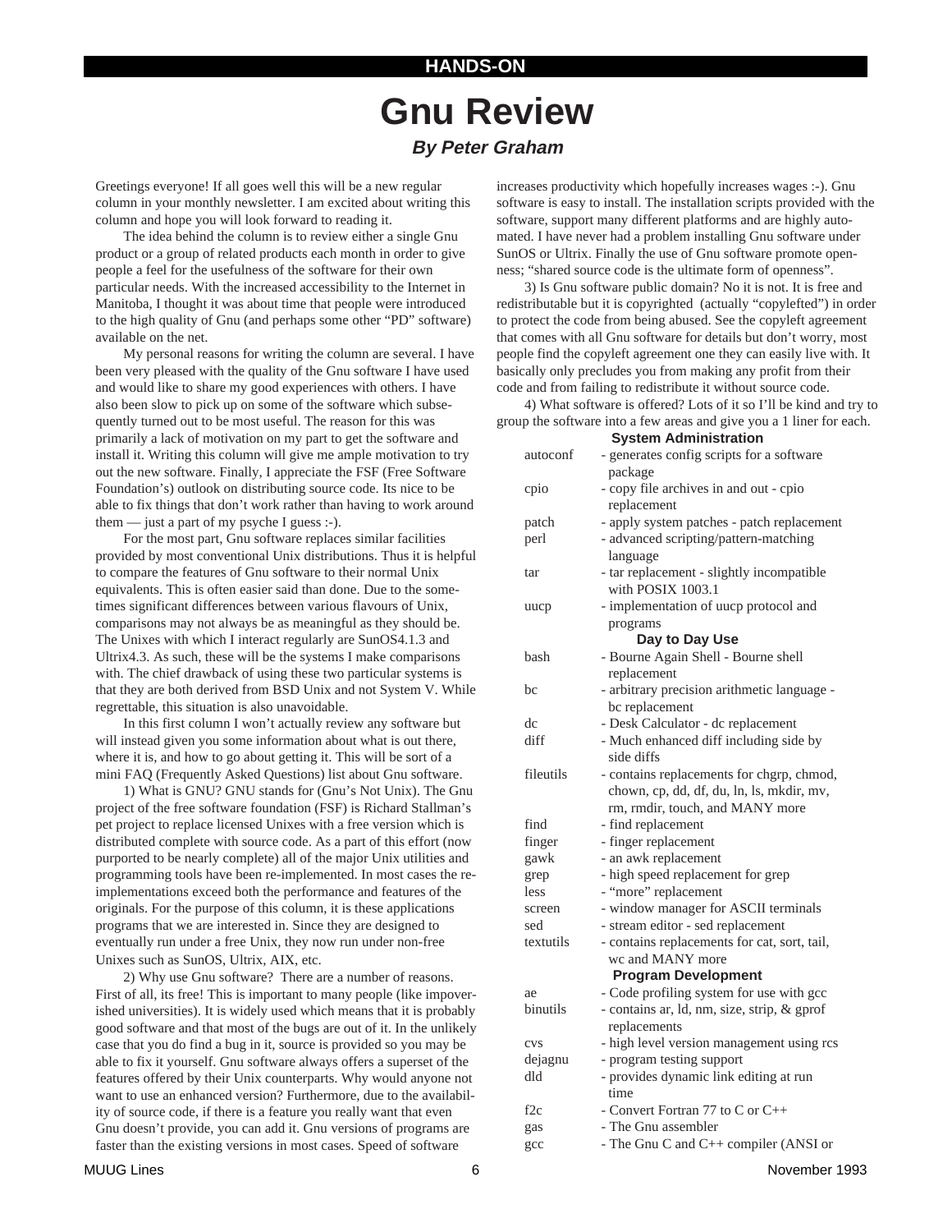HANDS-ON

# Gnu Review

### *By Peter Graham*

Greetings everyone! If all goes well this will be a new regular column in your monthly newsletter. I am excited about writing this column and hope you will look forward to reading it.

The idea behind the column is to review either a single Gnu product or a group of related products each month in order to give people a feel for the usefulness of the software for their own particular needs. With the increased accessibility to the Internet in Manitoba, I thought it was about time that people were introduced to the high quality of Gnu (and perhaps some other "PD" software) available on the net.

My personal reasons for writing the column are several. I have been very pleased with the quality of the Gnu software I have used and would like to share my good experiences with others. I have also been slow to pick up on some of the software which subsequently turned out to be most useful. The reason for this was primarily a lack of motivation on my part to get the software and install it. Writing this column will give me ample motivation to try out the new software. Finally, I appreciate the FSF (Free Software Foundation's) outlook on distributing source code. Its nice to be able to fix things that don't work rather than having to work around them — just a part of my psyche I guess :-).

For the most part, Gnu software replaces similar facilities provided by most conventional Unix distributions. Thus it is helpful to compare the features of Gnu software to their normal Unix equivalents. This is often easier said than done. Due to the sometimes significant differences between various flavours of Unix, comparisons may not always be as meaningful as they should be. The Unixes with which I interact regularly are SunOS4.1.3 and Ultrix4.3. As such, these will be the systems I make comparisons with. The chief drawback of using these two particular systems is that they are both derived from BSD Unix and not System V. While regrettable, this situation is also unavoidable.

In this first column I won't actually review any software but will instead given you some information about what is out there, where it is, and how to go about getting it. This will be sort of a mini FAQ (Frequently Asked Questions) list about Gnu software.

1) What is GNU? GNU stands for (Gnu's Not Unix). The Gnu project of the free software foundation (FSF) is Richard Stallman's pet project to replace licensed Unixes with a free version which is distributed complete with source code. As a part of this effort (now purported to be nearly complete) all of the major Unix utilities and programming tools have been re-implemented. In most cases the re-implementations exceed both the performance and features of the originals. For the purpose of this column, it is these applications programs that we are interested in. Since they are designed to eventually run under a free Unix, they now run under non-free Unixes such as SunOS, Ultrix, AIX, etc.

2) Why use Gnu software? There are a number of reasons. First of all, its free! This is important to many people (like impoverished universities). It is widely used which means that it is probably good software and that most of the bugs are out of it. In the unlikely case that you do find a bug in it, source is provided so you may be able to fix it yourself. Gnu software always offers a superset of the features offered by their Unix counterparts. Why would anyone not want to use an enhanced version? Furthermore, due to the availability of source code, if there is a feature you really want that even Gnu doesn't provide, you can add it. Gnu versions of programs are faster than the existing versions in most cases. Speed of software increases productivity which hopefully increases wages :-). Gnu software is easy to install. The installation scripts provided with the software, support many different platforms and are highly automated. I have never had a problem installing Gnu software under SunOS or Ultrix. Finally the use of Gnu software promote openness; "shared source code is the ultimate form of openness".

3) Is Gnu software public domain? No it is not. It is free and redistributable but it is copyrighted (actually "copylefted") in order to protect the code from being abused. See the copyleft agreement that comes with all Gnu software for details but don't worry, most people find the copyleft agreement one they can easily live with. It basically only precludes you from making any profit from their code and from failing to redistribute it without source code.

4) What software is offered? Lots of it so I'll be kind and try to group the software into a few areas and give you a 1 liner for each.

**System Administration**

| | |
|---|---|
| autoconf | - generates config scripts for a software package |
| cpio | - copy file archives in and out - cpio replacement |
| patch | - apply system patches - patch replacement |
| perl | - advanced scripting/pattern-matching language |
| tar | - tar replacement - slightly incompatible with POSIX 1003.1 |
| uucp | - implementation of uucp protocol and programs |

**Day to Day Use**

| | |
|---|---|
| bash | - Bourne Again Shell - Bourne shell replacement |
| bc | - arbitrary precision arithmetic language - bc replacement |
| dc | - Desk Calculator - dc replacement |
| diff | - Much enhanced diff including side by side diffs |
| fileutils | - contains replacements for chgrp, chmod, chown, cp, dd, df, du, ln, ls, mkdir, mv, rm, rmdir, touch, and MANY more |
| find | - find replacement |
| finger | - finger replacement |
| gawk | - an awk replacement |
| grep | - high speed replacement for grep |
| less | - "more" replacement |
| screen | - window manager for ASCII terminals |
| sed | - stream editor - sed replacement |
| textutils | - contains replacements for cat, sort, tail, wc and MANY more |

**Program Development**

| | |
|---|---|
| ae | - Code profiling system for use with gcc |
| binutils | - contains ar, ld, nm, size, strip, & gprof replacements |
| cvs | - high level version management using rcs |
| dejagnu | - program testing support |
| dld | - provides dynamic link editing at run time |
| f2c | - Convert Fortran 77 to C or C++ |
| gas | - The Gnu assembler |
| gcc | - The Gnu C and C++ compiler (ANSI or |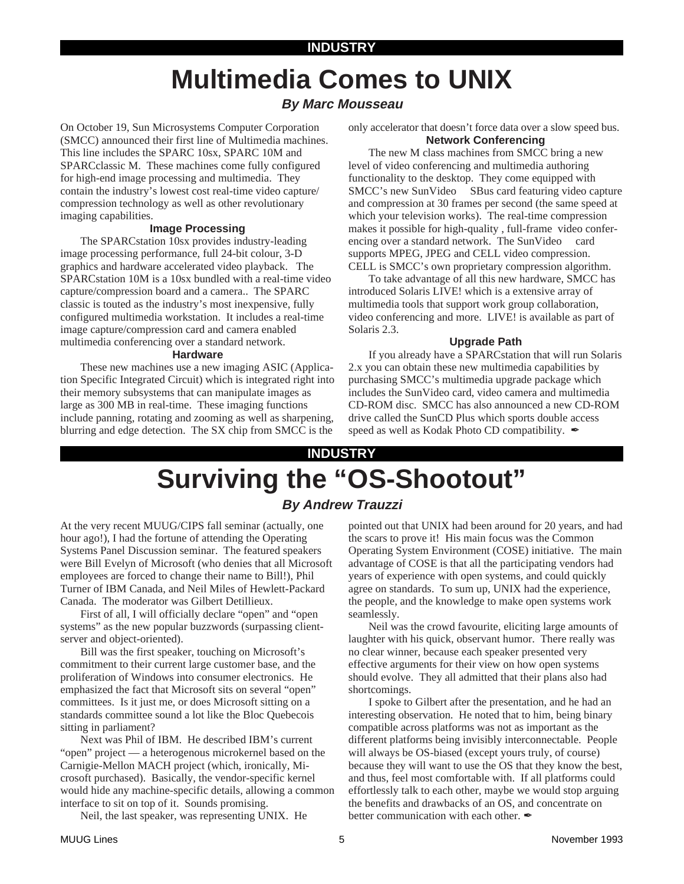INDUSTRY

# Multimedia Comes to UNIX

***By Marc Mousseau***

On October 19, Sun Microsystems Computer Corporation (SMCC) announced their first line of Multimedia machines. This line includes the SPARC 10sx, SPARC 10M and SPARCclassic M. These machines come fully configured for high-end image processing and multimedia. They contain the industry's lowest cost real-time video capture/compression technology as well as other revolutionary imaging capabilities.

### Image Processing

The SPARCstation 10sx provides industry-leading image processing performance, full 24-bit colour, 3-D graphics and hardware accelerated video playback. The SPARCstation 10M is a 10sx bundled with a real-time video capture/compression board and a camera.. The SPARC classic is touted as the industry's most inexpensive, fully configured multimedia workstation. It includes a real-time image capture/compression card and camera enabled multimedia conferencing over a standard network.

### Hardware

These new machines use a new imaging ASIC (Application Specific Integrated Circuit) which is integrated right into their memory subsystems that can manipulate images as large as 300 MB in real-time. These imaging functions include panning, rotating and zooming as well as sharpening, blurring and edge detection. The SX chip from SMCC is the only accelerator that doesn't force data over a slow speed bus.

### Network Conferencing

The new M class machines from SMCC bring a new level of video conferencing and multimedia authoring functionality to the desktop. They come equipped with SMCC's new SunVideo SBus card featuring video capture and compression at 30 frames per second (the same speed at which your television works). The real-time compression makes it possible for high-quality , full-frame video conferencing over a standard network. The SunVideo card supports MPEG, JPEG and CELL video compression. CELL is SMCC's own proprietary compression algorithm.

To take advantage of all this new hardware, SMCC has introduced Solaris LIVE! which is a extensive array of multimedia tools that support work group collaboration, video conferencing and more. LIVE! is available as part of Solaris 2.3.

### Upgrade Path

If you already have a SPARCstation that will run Solaris 2.x you can obtain these new multimedia capabilities by purchasing SMCC's multimedia upgrade package which includes the SunVideo card, video camera and multimedia CD-ROM disc. SMCC has also announced a new CD-ROM drive called the SunCD Plus which sports double access speed as well as Kodak Photo CD compatibility. ✒

INDUSTRY

# Surviving the "OS-Shootout"

***By Andrew Trauzzi***

At the very recent MUUG/CIPS fall seminar (actually, one hour ago!), I had the fortune of attending the Operating Systems Panel Discussion seminar. The featured speakers were Bill Evelyn of Microsoft (who denies that all Microsoft employees are forced to change their name to Bill!), Phil Turner of IBM Canada, and Neil Miles of Hewlett-Packard Canada. The moderator was Gilbert Detillieux.

First of all, I will officially declare "open" and "open systems" as the new popular buzzwords (surpassing client-server and object-oriented).

Bill was the first speaker, touching on Microsoft's commitment to their current large customer base, and the proliferation of Windows into consumer electronics. He emphasized the fact that Microsoft sits on several "open" committees. Is it just me, or does Microsoft sitting on a standards committee sound a lot like the Bloc Quebecois sitting in parliament?

Next was Phil of IBM. He described IBM's current "open" project — a heterogenous microkernel based on the Carnigie-Mellon MACH project (which, ironically, Microsoft purchased). Basically, the vendor-specific kernel would hide any machine-specific details, allowing a common interface to sit on top of it. Sounds promising.

Neil, the last speaker, was representing UNIX. He pointed out that UNIX had been around for 20 years, and had the scars to prove it! His main focus was the Common Operating System Environment (COSE) initiative. The main advantage of COSE is that all the participating vendors had years of experience with open systems, and could quickly agree on standards. To sum up, UNIX had the experience, the people, and the knowledge to make open systems work seamlessly.

Neil was the crowd favourite, eliciting large amounts of laughter with his quick, observant humor. There really was no clear winner, because each speaker presented very effective arguments for their view on how open systems should evolve. They all admitted that their plans also had shortcomings.

I spoke to Gilbert after the presentation, and he had an interesting observation. He noted that to him, being binary compatible across platforms was not as important as the different platforms being invisibly interconnectable. People will always be OS-biased (except yours truly, of course) because they will want to use the OS that they know the best, and thus, feel most comfortable with. If all platforms could effortlessly talk to each other, maybe we would stop arguing the benefits and drawbacks of an OS, and concentrate on better communication with each other. ✒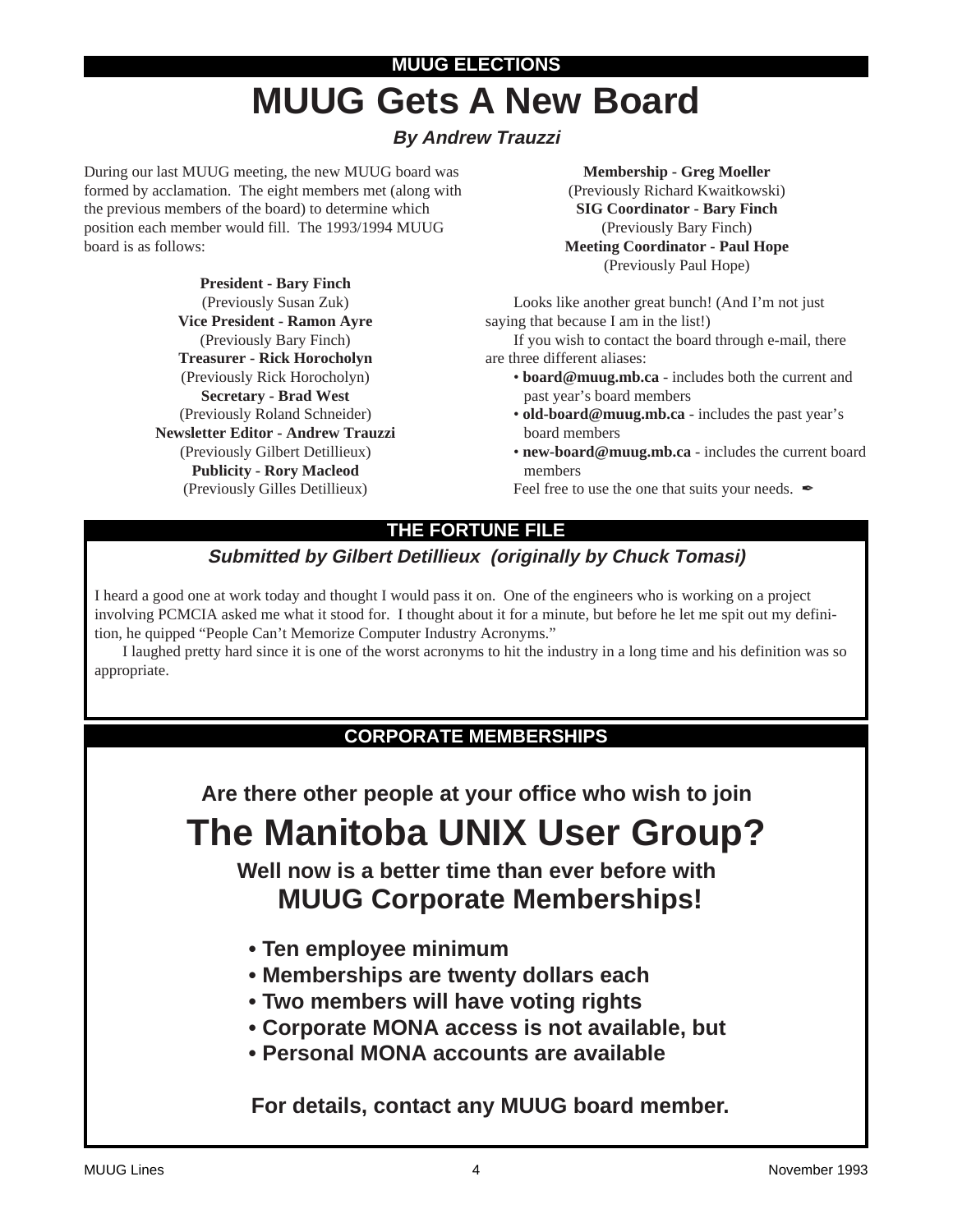MUUG ELECTIONS

# MUUG Gets A New Board

***By Andrew Trauzzi***

During our last MUUG meeting, the new MUUG board was formed by acclamation. The eight members met (along with the previous members of the board) to determine which position each member would fill. The 1993/1994 MUUG board is as follows:

**President - Bary Finch**
(Previously Susan Zuk)
**Vice President - Ramon Ayre**
(Previously Bary Finch)
**Treasurer - Rick Horocholyn**
(Previously Rick Horocholyn)
**Secretary - Brad West**
(Previously Roland Schneider)
**Newsletter Editor - Andrew Trauzzi**
(Previously Gilbert Detillieux)
**Publicity - Rory Macleod**
(Previously Gilles Detillieux)
**Membership - Greg Moeller**
(Previously Richard Kwaitkowski)
**SIG Coordinator - Bary Finch**
(Previously Bary Finch)
**Meeting Coordinator - Paul Hope**
(Previously Paul Hope)

Looks like another great bunch! (And I'm not just saying that because I am in the list!)

If you wish to contact the board through e-mail, there are three different aliases:

- **board@muug.mb.ca** - includes both the current and past year's board members
- **old-board@muug.mb.ca** - includes the past year's board members
- **new-board@muug.mb.ca** - includes the current board members

Feel free to use the one that suits your needs. ✒

## THE FORTUNE FILE

***Submitted by Gilbert Detillieux (originally by Chuck Tomasi)***

I heard a good one at work today and thought I would pass it on. One of the engineers who is working on a project involving PCMCIA asked me what it stood for. I thought about it for a minute, but before he let me spit out my definition, he quipped "People Can't Memorize Computer Industry Acronyms."

I laughed pretty hard since it is one of the worst acronyms to hit the industry in a long time and his definition was so appropriate.

## CORPORATE MEMBERSHIPS

**Are there other people at your office who wish to join**

# The Manitoba UNIX User Group?

**Well now is a better time than ever before with**
**MUUG Corporate Memberships!**

- **Ten employee minimum**
- **Memberships are twenty dollars each**
- **Two members will have voting rights**
- **Corporate MONA access is not available, but**
- **Personal MONA accounts are available**

**For details, contact any MUUG board member.**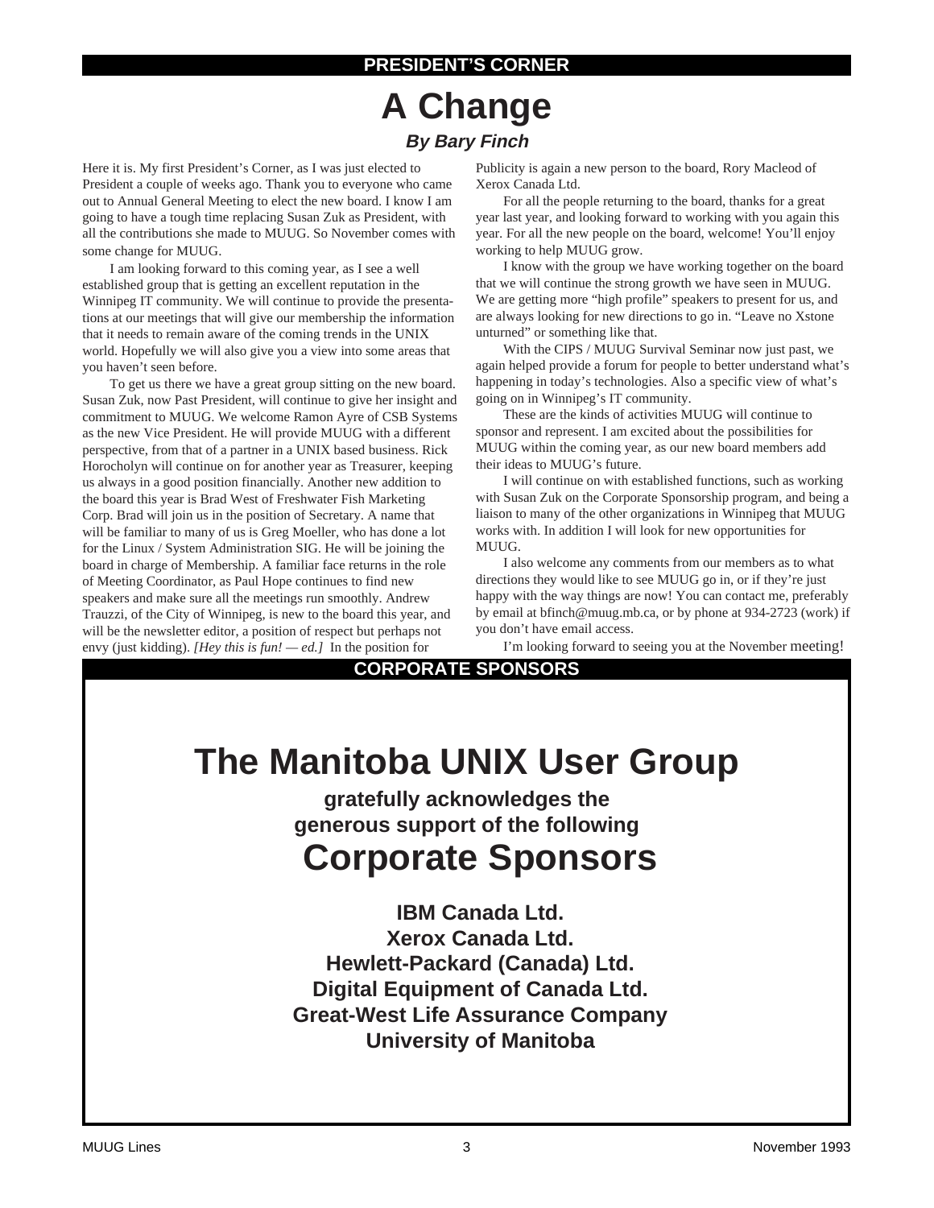## PRESIDENT'S CORNER

# A Change

### *By Bary Finch*

Here it is. My first President's Corner, as I was just elected to President a couple of weeks ago. Thank you to everyone who came out to Annual General Meeting to elect the new board. I know I am going to have a tough time replacing Susan Zuk as President, with all the contributions she made to MUUG. So November comes with some change for MUUG.

I am looking forward to this coming year, as I see a well established group that is getting an excellent reputation in the Winnipeg IT community. We will continue to provide the presentations at our meetings that will give our membership the information that it needs to remain aware of the coming trends in the UNIX world. Hopefully we will also give you a view into some areas that you haven't seen before.

To get us there we have a great group sitting on the new board. Susan Zuk, now Past President, will continue to give her insight and commitment to MUUG. We welcome Ramon Ayre of CSB Systems as the new Vice President. He will provide MUUG with a different perspective, from that of a partner in a UNIX based business. Rick Horocholyn will continue on for another year as Treasurer, keeping us always in a good position financially. Another new addition to the board this year is Brad West of Freshwater Fish Marketing Corp. Brad will join us in the position of Secretary. A name that will be familiar to many of us is Greg Moeller, who has done a lot for the Linux / System Administration SIG. He will be joining the board in charge of Membership. A familiar face returns in the role of Meeting Coordinator, as Paul Hope continues to find new speakers and make sure all the meetings run smoothly. Andrew Trauzzi, of the City of Winnipeg, is new to the board this year, and will be the newsletter editor, a position of respect but perhaps not envy (just kidding). *[Hey this is fun! — ed.]* In the position for Publicity is again a new person to the board, Rory Macleod of Xerox Canada Ltd.

For all the people returning to the board, thanks for a great year last year, and looking forward to working with you again this year. For all the new people on the board, welcome! You'll enjoy working to help MUUG grow.

I know with the group we have working together on the board that we will continue the strong growth we have seen in MUUG. We are getting more "high profile" speakers to present for us, and are always looking for new directions to go in. "Leave no Xstone unturned" or something like that.

With the CIPS / MUUG Survival Seminar now just past, we again helped provide a forum for people to better understand what's happening in today's technologies. Also a specific view of what's going on in Winnipeg's IT community.

These are the kinds of activities MUUG will continue to sponsor and represent. I am excited about the possibilities for MUUG within the coming year, as our new board members add their ideas to MUUG's future.

I will continue on with established functions, such as working with Susan Zuk on the Corporate Sponsorship program, and being a liaison to many of the other organizations in Winnipeg that MUUG works with. In addition I will look for new opportunities for MUUG.

I also welcome any comments from our members as to what directions they would like to see MUUG go in, or if they're just happy with the way things are now! You can contact me, preferably by email at bfinch@muug.mb.ca, or by phone at 934-2723 (work) if you don't have email access.

I'm looking forward to seeing you at the November meeting!

## CORPORATE SPONSORS

# The Manitoba UNIX User Group

**gratefully acknowledges the generous support of the following**

# Corporate Sponsors

**IBM Canada Ltd.**
**Xerox Canada Ltd.**
**Hewlett-Packard (Canada) Ltd.**
**Digital Equipment of Canada Ltd.**
**Great-West Life Assurance Company**
**University of Manitoba**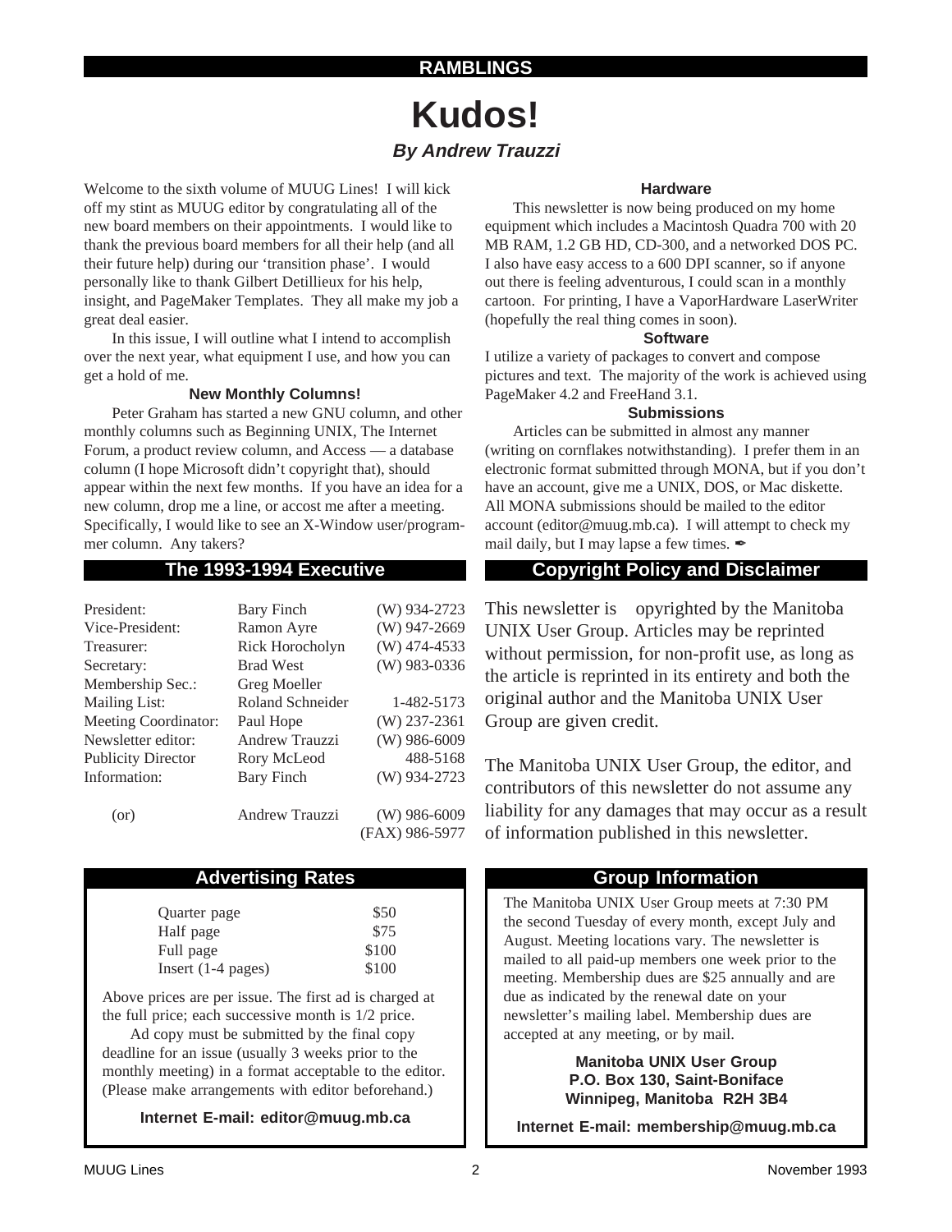RAMBLINGS

# Kudos!

***By Andrew Trauzzi***

Welcome to the sixth volume of MUUG Lines! I will kick off my stint as MUUG editor by congratulating all of the new board members on their appointments. I would like to thank the previous board members for all their help (and all their future help) during our 'transition phase'. I would personally like to thank Gilbert Detillieux for his help, insight, and PageMaker Templates. They all make my job a great deal easier.

In this issue, I will outline what I intend to accomplish over the next year, what equipment I use, and how you can get a hold of me.

### New Monthly Columns!

Peter Graham has started a new GNU column, and other monthly columns such as Beginning UNIX, The Internet Forum, a product review column, and Access — a database column (I hope Microsoft didn't copyright that), should appear within the next few months. If you have an idea for a new column, drop me a line, or accost me after a meeting. Specifically, I would like to see an X-Window user/programmer column. Any takers?

### Hardware

This newsletter is now being produced on my home equipment which includes a Macintosh Quadra 700 with 20 MB RAM, 1.2 GB HD, CD-300, and a networked DOS PC. I also have easy access to a 600 DPI scanner, so if anyone out there is feeling adventurous, I could scan in a monthly cartoon. For printing, I have a VaporHardware LaserWriter (hopefully the real thing comes in soon).

### Software

I utilize a variety of packages to convert and compose pictures and text. The majority of the work is achieved using PageMaker 4.2 and FreeHand 3.1.

### Submissions

Articles can be submitted in almost any manner (writing on cornflakes notwithstanding). I prefer them in an electronic format submitted through MONA, but if you don't have an account, give me a UNIX, DOS, or Mac diskette. All MONA submissions should be mailed to the editor account (editor@muug.mb.ca). I will attempt to check my mail daily, but I may lapse a few times. ✒

## The 1993-1994 Executive

| | | |
|---|---|---|
| President: | Bary Finch | (W) 934-2723 |
| Vice-President: | Ramon Ayre | (W) 947-2669 |
| Treasurer: | Rick Horocholyn | (W) 474-4533 |
| Secretary: | Brad West | (W) 983-0336 |
| Membership Sec.: | Greg Moeller | |
| Mailing List: | Roland Schneider | 1-482-5173 |
| Meeting Coordinator: | Paul Hope | (W) 237-2361 |
| Newsletter editor: | Andrew Trauzzi | (W) 986-6009 |
| Publicity Director | Rory McLeod | 488-5168 |
| Information: | Bary Finch | (W) 934-2723 |
| (or) | Andrew Trauzzi | (W) 986-6009 (FAX) 986-5977 |

## Copyright Policy and Disclaimer

This newsletter is opyrighted by the Manitoba UNIX User Group. Articles may be reprinted without permission, for non-profit use, as long as the article is reprinted in its entirety and both the original author and the Manitoba UNIX User Group are given credit.

The Manitoba UNIX User Group, the editor, and contributors of this newsletter do not assume any liability for any damages that may occur as a result of information published in this newsletter.

## Advertising Rates

| | |
|---|---|
| Quarter page | $50 |
| Half page | $75 |
| Full page | $100 |
| Insert (1-4 pages) | $100 |

Above prices are per issue. The first ad is charged at the full price; each successive month is 1/2 price.

Ad copy must be submitted by the final copy deadline for an issue (usually 3 weeks prior to the monthly meeting) in a format acceptable to the editor. (Please make arrangements with editor beforehand.)

**Internet E-mail: editor@muug.mb.ca**

## Group Information

The Manitoba UNIX User Group meets at 7:30 PM the second Tuesday of every month, except July and August. Meeting locations vary. The newsletter is mailed to all paid-up members one week prior to the meeting. Membership dues are $25 annually and are due as indicated by the renewal date on your newsletter's mailing label. Membership dues are accepted at any meeting, or by mail.

**Manitoba UNIX User Group**
**P.O. Box 130, Saint-Boniface**
**Winnipeg, Manitoba R2H 3B4**

**Internet E-mail: membership@muug.mb.ca**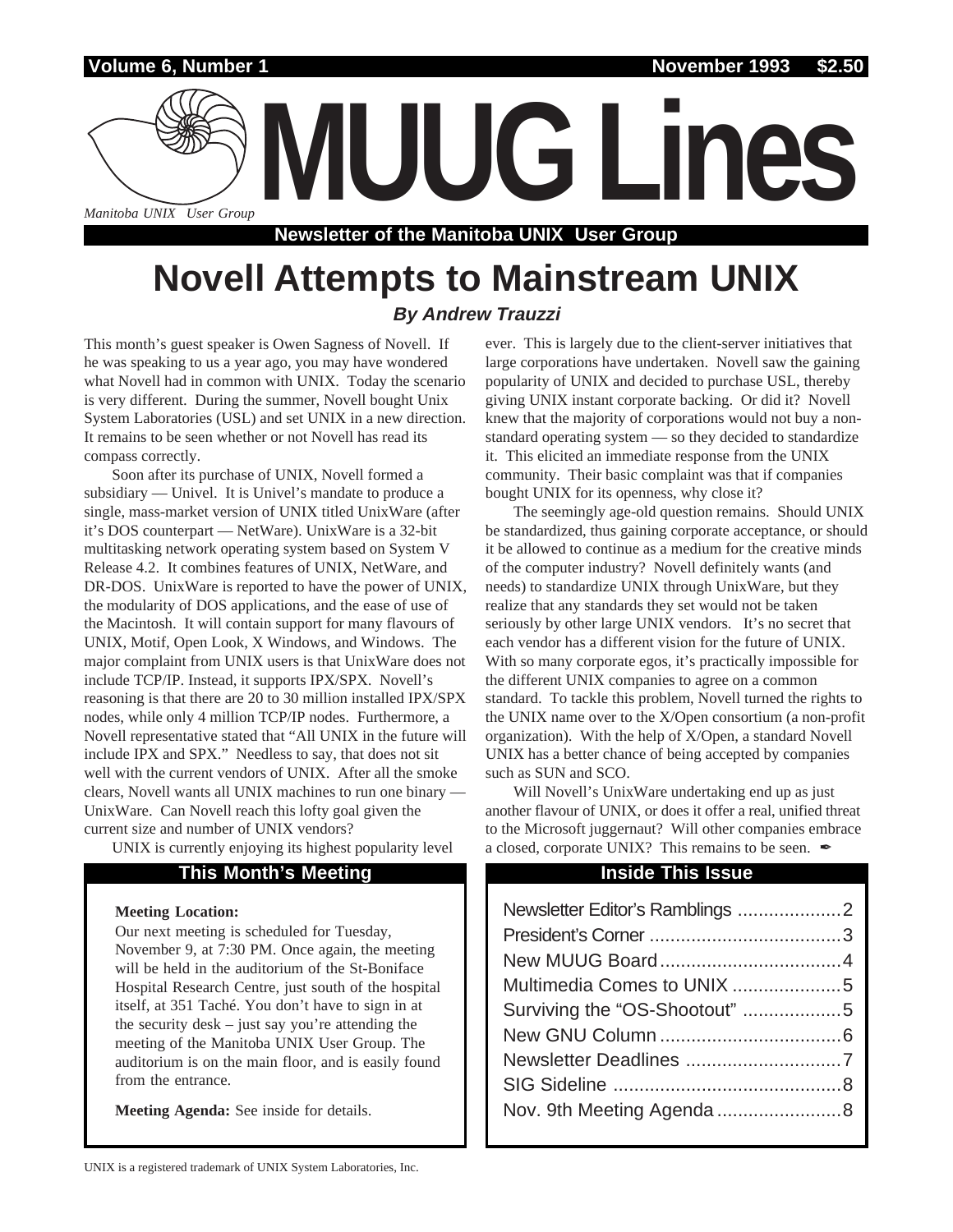Volume 6, Number 1 November 1993 $2.50

# MUUG Lines

*Manitoba UNIX User Group*

**Newsletter of the Manitoba UNIX User Group**

# Novell Attempts to Mainstream UNIX

***By Andrew Trauzzi***

This month's guest speaker is Owen Sagness of Novell. If he was speaking to us a year ago, you may have wondered what Novell had in common with UNIX. Today the scenario is very different. During the summer, Novell bought Unix System Laboratories (USL) and set UNIX in a new direction. It remains to be seen whether or not Novell has read its compass correctly.

Soon after its purchase of UNIX, Novell formed a subsidiary — Univel. It is Univel's mandate to produce a single, mass-market version of UNIX titled UnixWare (after it's DOS counterpart — NetWare). UnixWare is a 32-bit multitasking network operating system based on System V Release 4.2. It combines features of UNIX, NetWare, and DR-DOS. UnixWare is reported to have the power of UNIX, the modularity of DOS applications, and the ease of use of the Macintosh. It will contain support for many flavours of UNIX, Motif, Open Look, X Windows, and Windows. The major complaint from UNIX users is that UnixWare does not include TCP/IP. Instead, it supports IPX/SPX. Novell's reasoning is that there are 20 to 30 million installed IPX/SPX nodes, while only 4 million TCP/IP nodes. Furthermore, a Novell representative stated that "All UNIX in the future will include IPX and SPX." Needless to say, that does not sit well with the current vendors of UNIX. After all the smoke clears, Novell wants all UNIX machines to run one binary — UnixWare. Can Novell reach this lofty goal given the current size and number of UNIX vendors?

UNIX is currently enjoying its highest popularity level ever. This is largely due to the client-server initiatives that large corporations have undertaken. Novell saw the gaining popularity of UNIX and decided to purchase USL, thereby giving UNIX instant corporate backing. Or did it? Novell knew that the majority of corporations would not buy a non-standard operating system — so they decided to standardize it. This elicited an immediate response from the UNIX community. Their basic complaint was that if companies bought UNIX for its openness, why close it?

The seemingly age-old question remains. Should UNIX be standardized, thus gaining corporate acceptance, or should it be allowed to continue as a medium for the creative minds of the computer industry? Novell definitely wants (and needs) to standardize UNIX through UnixWare, but they realize that any standards they set would not be taken seriously by other large UNIX vendors. It's no secret that each vendor has a different vision for the future of UNIX. With so many corporate egos, it's practically impossible for the different UNIX companies to agree on a common standard. To tackle this problem, Novell turned the rights to the UNIX name over to the X/Open consortium (a non-profit organization). With the help of X/Open, a standard Novell UNIX has a better chance of being accepted by companies such as SUN and SCO.

Will Novell's UnixWare undertaking end up as just another flavour of UNIX, or does it offer a real, unified threat to the Microsoft juggernaut? Will other companies embrace a closed, corporate UNIX? This remains to be seen. ✒

## This Month's Meeting

**Meeting Location:**
Our next meeting is scheduled for Tuesday, November 9, at 7:30 PM. Once again, the meeting will be held in the auditorium of the St-Boniface Hospital Research Centre, just south of the hospital itself, at 351 Taché. You don't have to sign in at the security desk – just say you're attending the meeting of the Manitoba UNIX User Group. The auditorium is on the main floor, and is easily found from the entrance.

**Meeting Agenda:** See inside for details.

## Inside This Issue

- Newsletter Editor's Ramblings .................... 2
- President's Corner ..................................... 3
- New MUUG Board ....................................... 4
- Multimedia Comes to UNIX ....................... 5
- Surviving the "OS-Shootout" ..................... 5
- New GNU Column ...................................... 6
- Newsletter Deadlines ................................ 7
- SIG Sideline ............................................... 8
- Nov. 9th Meeting Agenda ........................... 8

UNIX is a registered trademark of UNIX System Laboratories, Inc.